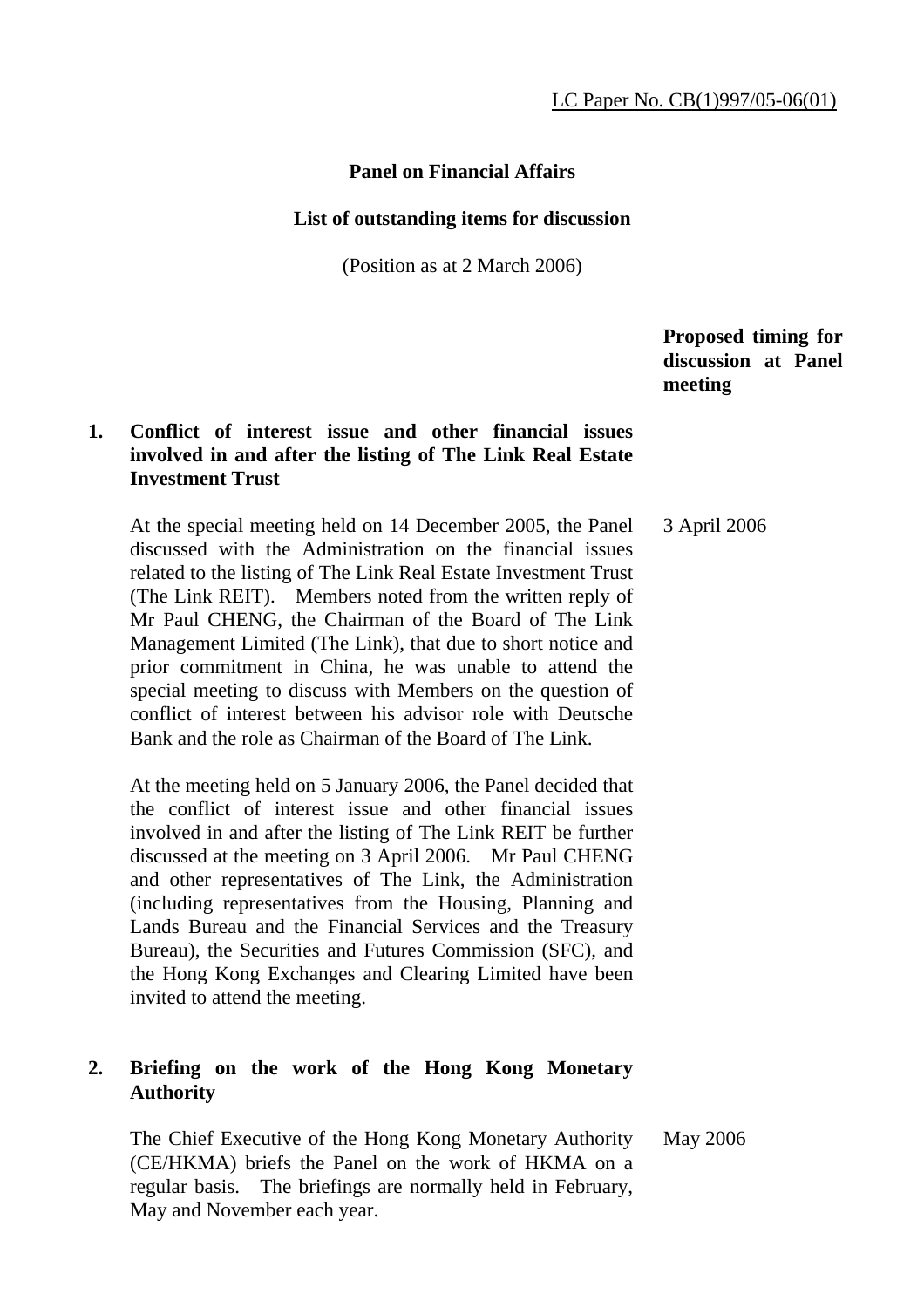LC Paper No. CB(1)997/05-06(01)

**Panel on Financial Affairs**

**List of outstanding items for discussion**

(Position as at 2 March 2006)

| | Proposed timing for discussion at Panel meeting |
|---|---|
| **1. Conflict of interest issue and other financial issues involved in and after the listing of The Link Real Estate Investment Trust** | |
| At the special meeting held on 14 December 2005, the Panel discussed with the Administration on the financial issues related to the listing of The Link Real Estate Investment Trust (The Link REIT). Members noted from the written reply of Mr Paul CHENG, the Chairman of the Board of The Link Management Limited (The Link), that due to short notice and prior commitment in China, he was unable to attend the special meeting to discuss with Members on the question of conflict of interest between his advisor role with Deutsche Bank and the role as Chairman of the Board of The Link. | 3 April 2006 |
| At the meeting held on 5 January 2006, the Panel decided that the conflict of interest issue and other financial issues involved in and after the listing of The Link REIT be further discussed at the meeting on 3 April 2006. Mr Paul CHENG and other representatives of The Link, the Administration (including representatives from the Housing, Planning and Lands Bureau and the Financial Services and the Treasury Bureau), the Securities and Futures Commission (SFC), and the Hong Kong Exchanges and Clearing Limited have been invited to attend the meeting. | |
| **2. Briefing on the work of the Hong Kong Monetary Authority** | |
| The Chief Executive of the Hong Kong Monetary Authority (CE/HKMA) briefs the Panel on the work of HKMA on a regular basis. The briefings are normally held in February, May and November each year. | May 2006 |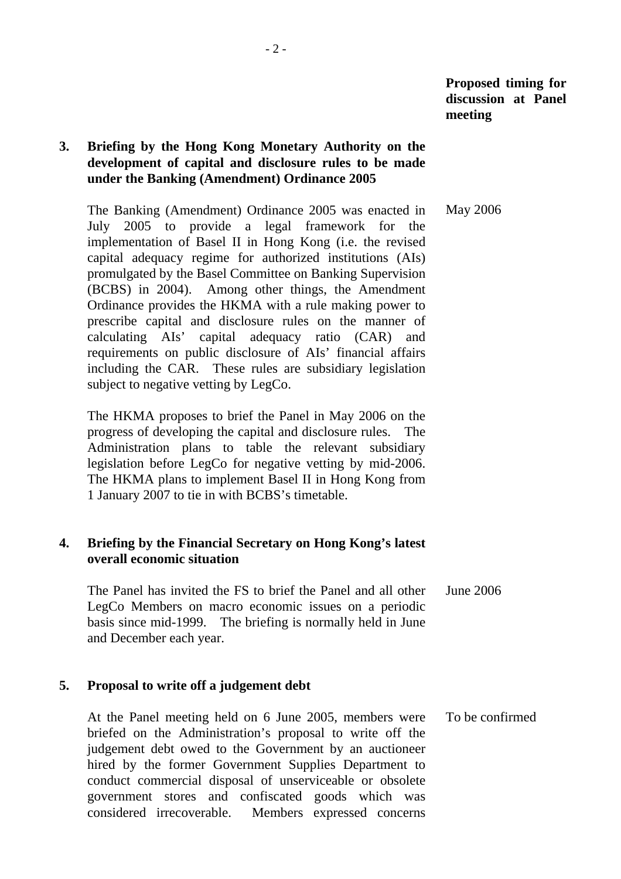**Proposed timing for discussion at Panel meeting**

**3. Briefing by the Hong Kong Monetary Authority on the development of capital and disclosure rules to be made under the Banking (Amendment) Ordinance 2005**

The Banking (Amendment) Ordinance 2005 was enacted in July 2005 to provide a legal framework for the implementation of Basel II in Hong Kong (i.e. the revised capital adequacy regime for authorized institutions (AIs) promulgated by the Basel Committee on Banking Supervision (BCBS) in 2004). Among other things, the Amendment Ordinance provides the HKMA with a rule making power to prescribe capital and disclosure rules on the manner of calculating AIs' capital adequacy ratio (CAR) and requirements on public disclosure of AIs' financial affairs including the CAR. These rules are subsidiary legislation subject to negative vetting by LegCo.

*Proposed timing: May 2006*

The HKMA proposes to brief the Panel in May 2006 on the progress of developing the capital and disclosure rules. The Administration plans to table the relevant subsidiary legislation before LegCo for negative vetting by mid-2006. The HKMA plans to implement Basel II in Hong Kong from 1 January 2007 to tie in with BCBS's timetable.

**4. Briefing by the Financial Secretary on Hong Kong's latest overall economic situation**

The Panel has invited the FS to brief the Panel and all other LegCo Members on macro economic issues on a periodic basis since mid-1999. The briefing is normally held in June and December each year.

*Proposed timing: June 2006*

**5. Proposal to write off a judgement debt**

At the Panel meeting held on 6 June 2005, members were briefed on the Administration's proposal to write off the judgement debt owed to the Government by an auctioneer hired by the former Government Supplies Department to conduct commercial disposal of unserviceable or obsolete government stores and confiscated goods which was considered irrecoverable. Members expressed concerns

*Proposed timing: To be confirmed*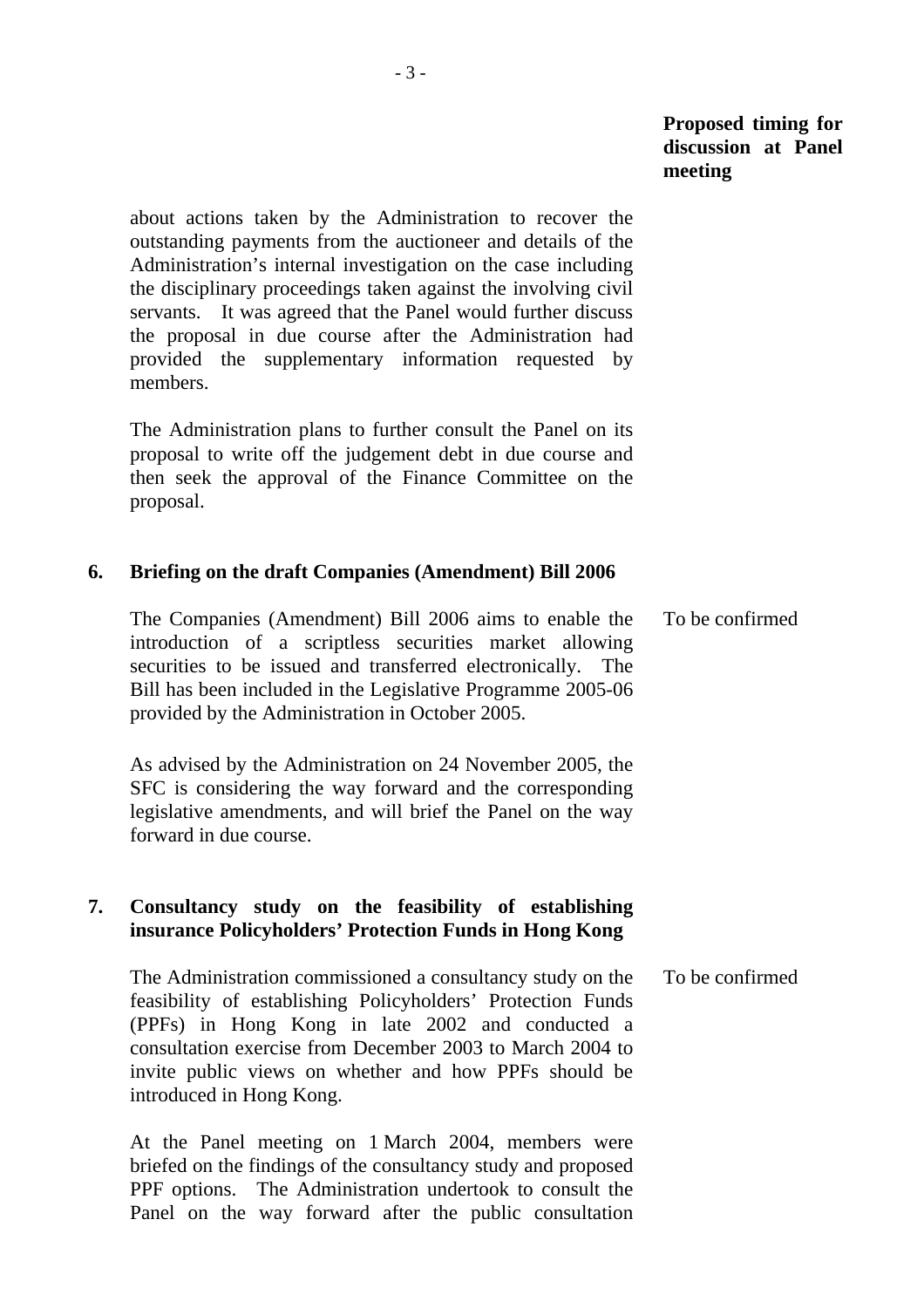**Proposed timing for discussion at Panel meeting**

about actions taken by the Administration to recover the outstanding payments from the auctioneer and details of the Administration's internal investigation on the case including the disciplinary proceedings taken against the involving civil servants. It was agreed that the Panel would further discuss the proposal in due course after the Administration had provided the supplementary information requested by members.

The Administration plans to further consult the Panel on its proposal to write off the judgement debt in due course and then seek the approval of the Finance Committee on the proposal.

**6. Briefing on the draft Companies (Amendment) Bill 2006**

The Companies (Amendment) Bill 2006 aims to enable the introduction of a scriptless securities market allowing securities to be issued and transferred electronically. The Bill has been included in the Legislative Programme 2005-06 provided by the Administration in October 2005. — To be confirmed

As advised by the Administration on 24 November 2005, the SFC is considering the way forward and the corresponding legislative amendments, and will brief the Panel on the way forward in due course.

**7. Consultancy study on the feasibility of establishing insurance Policyholders' Protection Funds in Hong Kong**

The Administration commissioned a consultancy study on the feasibility of establishing Policyholders' Protection Funds (PPFs) in Hong Kong in late 2002 and conducted a consultation exercise from December 2003 to March 2004 to invite public views on whether and how PPFs should be introduced in Hong Kong. — To be confirmed

At the Panel meeting on 1 March 2004, members were briefed on the findings of the consultancy study and proposed PPF options. The Administration undertook to consult the Panel on the way forward after the public consultation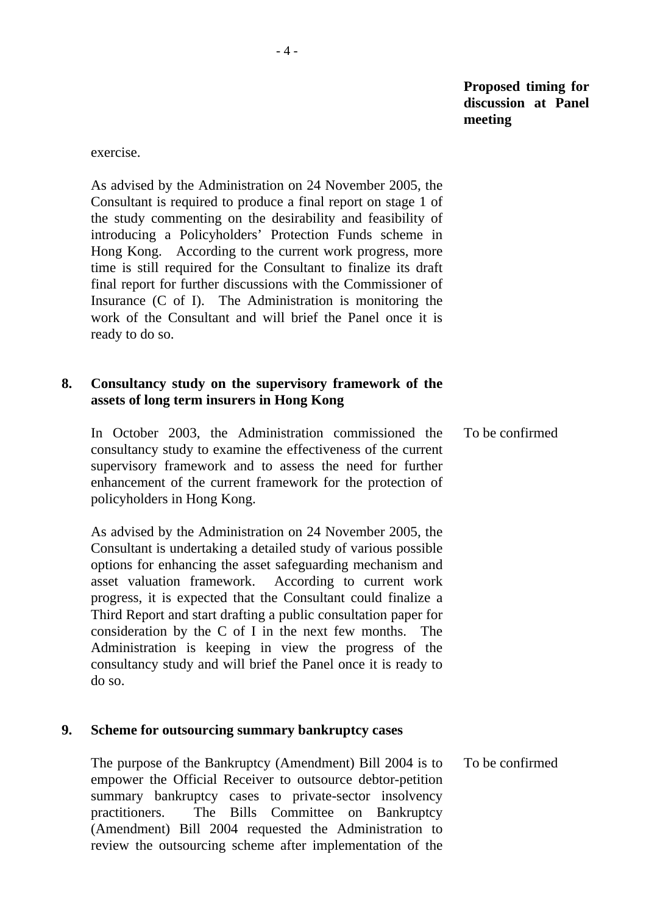**Proposed timing for discussion at Panel meeting**

exercise.

As advised by the Administration on 24 November 2005, the Consultant is required to produce a final report on stage 1 of the study commenting on the desirability and feasibility of introducing a Policyholders' Protection Funds scheme in Hong Kong. According to the current work progress, more time is still required for the Consultant to finalize its draft final report for further discussions with the Commissioner of Insurance (C of I). The Administration is monitoring the work of the Consultant and will brief the Panel once it is ready to do so.

**8. Consultancy study on the supervisory framework of the assets of long term insurers in Hong Kong**

In October 2003, the Administration commissioned the consultancy study to examine the effectiveness of the current supervisory framework and to assess the need for further enhancement of the current framework for the protection of policyholders in Hong Kong.

*Proposed timing:* To be confirmed

As advised by the Administration on 24 November 2005, the Consultant is undertaking a detailed study of various possible options for enhancing the asset safeguarding mechanism and asset valuation framework. According to current work progress, it is expected that the Consultant could finalize a Third Report and start drafting a public consultation paper for consideration by the C of I in the next few months. The Administration is keeping in view the progress of the consultancy study and will brief the Panel once it is ready to do so.

**9. Scheme for outsourcing summary bankruptcy cases**

The purpose of the Bankruptcy (Amendment) Bill 2004 is to empower the Official Receiver to outsource debtor-petition summary bankruptcy cases to private-sector insolvency practitioners. The Bills Committee on Bankruptcy (Amendment) Bill 2004 requested the Administration to review the outsourcing scheme after implementation of the

*Proposed timing:* To be confirmed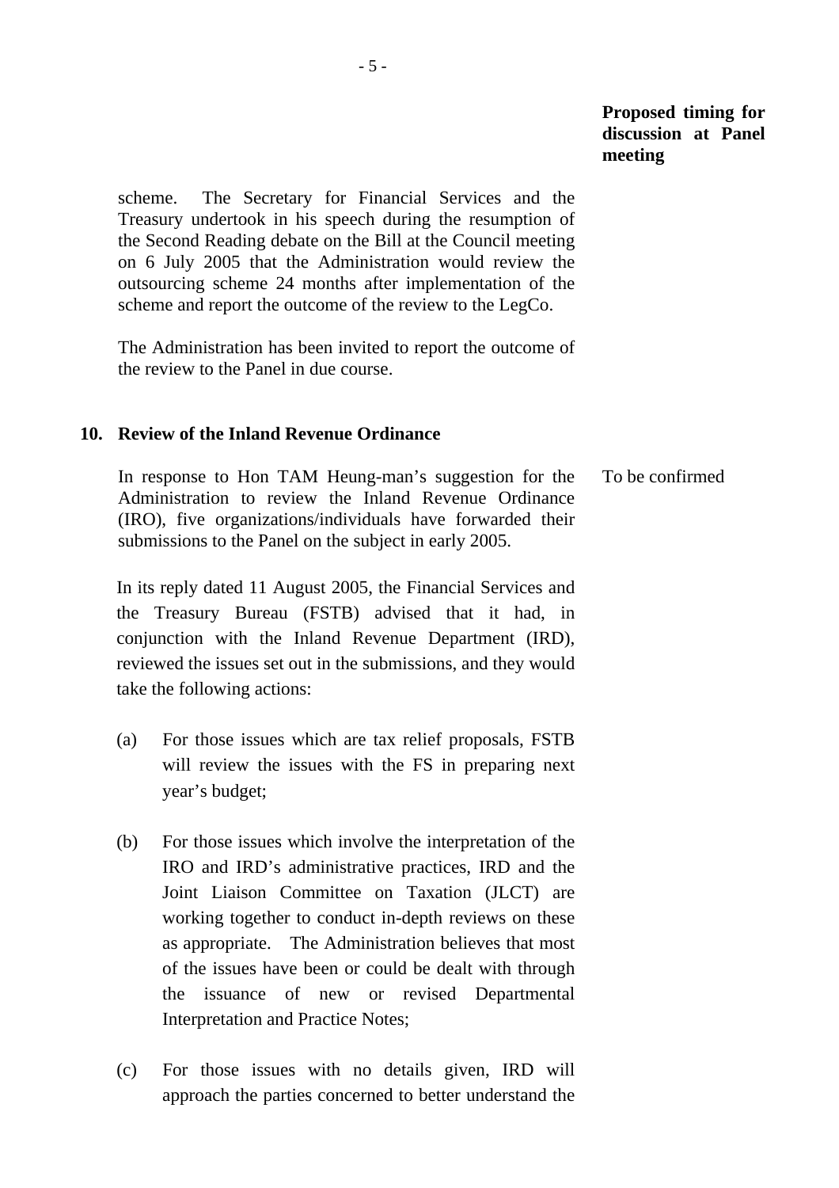**Proposed timing for discussion at Panel meeting**

scheme. The Secretary for Financial Services and the Treasury undertook in his speech during the resumption of the Second Reading debate on the Bill at the Council meeting on 6 July 2005 that the Administration would review the outsourcing scheme 24 months after implementation of the scheme and report the outcome of the review to the LegCo.

The Administration has been invited to report the outcome of the review to the Panel in due course.

**10. Review of the Inland Revenue Ordinance**

In response to Hon TAM Heung-man's suggestion for the Administration to review the Inland Revenue Ordinance (IRO), five organizations/individuals have forwarded their submissions to the Panel on the subject in early 2005.

To be confirmed

In its reply dated 11 August 2005, the Financial Services and the Treasury Bureau (FSTB) advised that it had, in conjunction with the Inland Revenue Department (IRD), reviewed the issues set out in the submissions, and they would take the following actions:

(a) For those issues which are tax relief proposals, FSTB will review the issues with the FS in preparing next year's budget;

(b) For those issues which involve the interpretation of the IRO and IRD's administrative practices, IRD and the Joint Liaison Committee on Taxation (JLCT) are working together to conduct in-depth reviews on these as appropriate. The Administration believes that most of the issues have been or could be dealt with through the issuance of new or revised Departmental Interpretation and Practice Notes;

(c) For those issues with no details given, IRD will approach the parties concerned to better understand the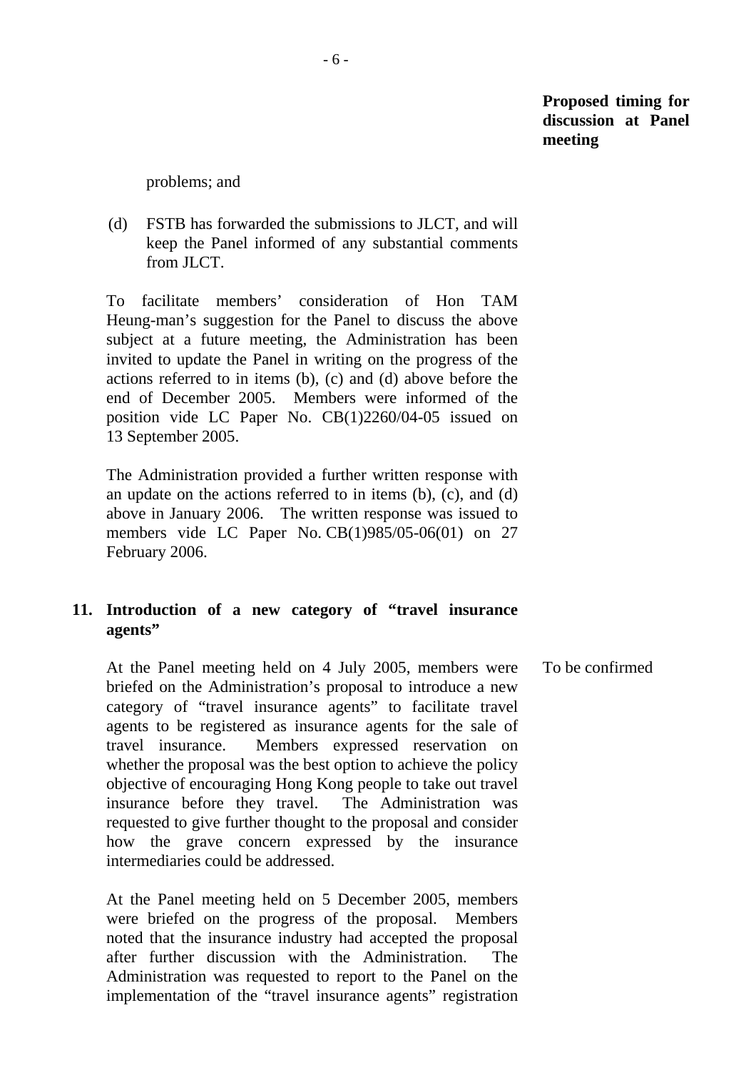**Proposed timing for discussion at Panel meeting**

problems; and

(d) FSTB has forwarded the submissions to JLCT, and will keep the Panel informed of any substantial comments from JLCT.

To facilitate members' consideration of Hon TAM Heung-man's suggestion for the Panel to discuss the above subject at a future meeting, the Administration has been invited to update the Panel in writing on the progress of the actions referred to in items (b), (c) and (d) above before the end of December 2005. Members were informed of the position vide LC Paper No. CB(1)2260/04-05 issued on 13 September 2005.

The Administration provided a further written response with an update on the actions referred to in items (b), (c), and (d) above in January 2006. The written response was issued to members vide LC Paper No. CB(1)985/05-06(01) on 27 February 2006.

**11. Introduction of a new category of "travel insurance agents"**

At the Panel meeting held on 4 July 2005, members were briefed on the Administration's proposal to introduce a new category of "travel insurance agents" to facilitate travel agents to be registered as insurance agents for the sale of travel insurance. Members expressed reservation on whether the proposal was the best option to achieve the policy objective of encouraging Hong Kong people to take out travel insurance before they travel. The Administration was requested to give further thought to the proposal and consider how the grave concern expressed by the insurance intermediaries could be addressed. — *To be confirmed*

At the Panel meeting held on 5 December 2005, members were briefed on the progress of the proposal. Members noted that the insurance industry had accepted the proposal after further discussion with the Administration. The Administration was requested to report to the Panel on the implementation of the "travel insurance agents" registration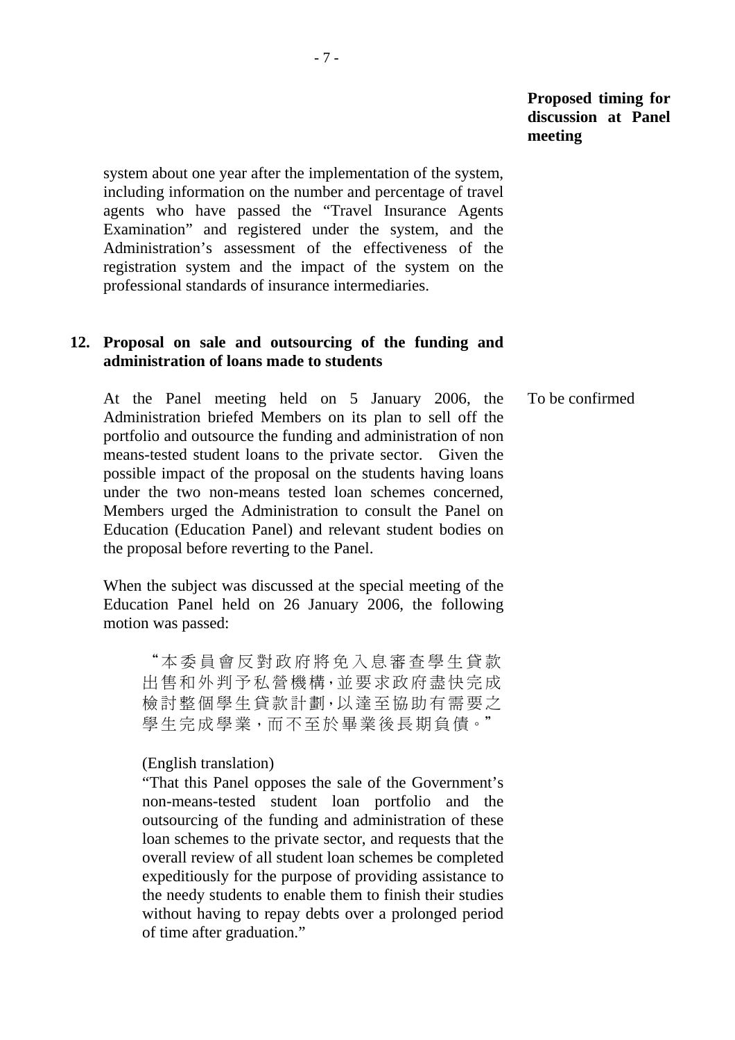**Proposed timing for discussion at Panel meeting**

system about one year after the implementation of the system, including information on the number and percentage of travel agents who have passed the "Travel Insurance Agents Examination" and registered under the system, and the Administration's assessment of the effectiveness of the registration system and the impact of the system on the professional standards of insurance intermediaries.

**12. Proposal on sale and outsourcing of the funding and administration of loans made to students**

At the Panel meeting held on 5 January 2006, the Administration briefed Members on its plan to sell off the portfolio and outsource the funding and administration of non means-tested student loans to the private sector. Given the possible impact of the proposal on the students having loans under the two non-means tested loan schemes concerned, Members urged the Administration to consult the Panel on Education (Education Panel) and relevant student bodies on the proposal before reverting to the Panel.

To be confirmed

When the subject was discussed at the special meeting of the Education Panel held on 26 January 2006, the following motion was passed:

> "本委員會反對政府將免入息審查學生貸款出售和外判予私營機構，並要求政府盡快完成檢討整個學生貸款計劃，以達至協助有需要之學生完成學業，而不至於畢業後長期負債。"
>
> (English translation)
>
> "That this Panel opposes the sale of the Government's non-means-tested student loan portfolio and the outsourcing of the funding and administration of these loan schemes to the private sector, and requests that the overall review of all student loan schemes be completed expeditiously for the purpose of providing assistance to the needy students to enable them to finish their studies without having to repay debts over a prolonged period of time after graduation."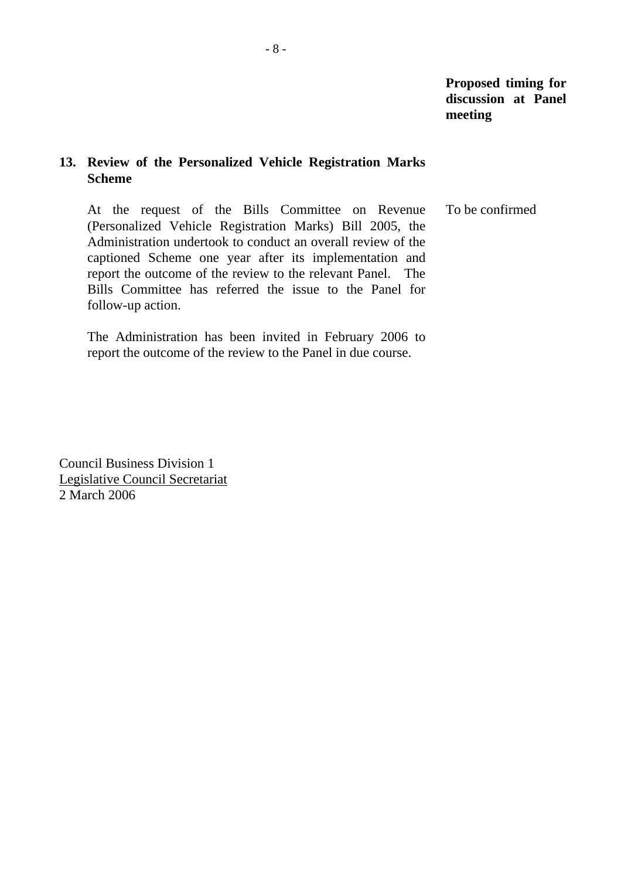**Proposed timing for discussion at Panel meeting**

**13. Review of the Personalized Vehicle Registration Marks Scheme**

At the request of the Bills Committee on Revenue (Personalized Vehicle Registration Marks) Bill 2005, the Administration undertook to conduct an overall review of the captioned Scheme one year after its implementation and report the outcome of the review to the relevant Panel. The Bills Committee has referred the issue to the Panel for follow-up action.

To be confirmed

The Administration has been invited in February 2006 to report the outcome of the review to the Panel in due course.

Council Business Division 1
Legislative Council Secretariat
2 March 2006